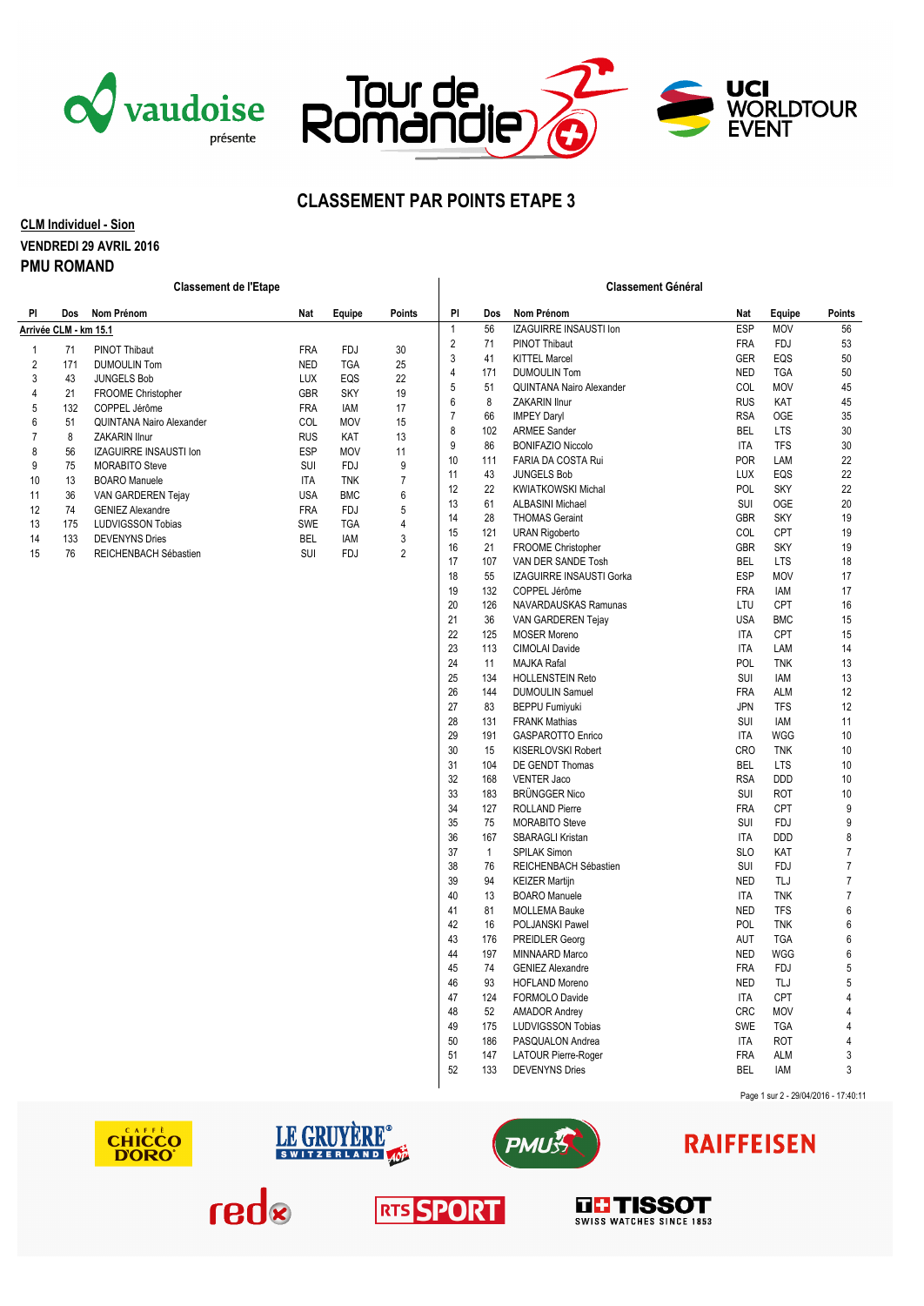# CLASSEMENT PAR POINTS ETAPE 3

**CLM Individuel - Sion**

**VENDREDI 29 AVRIL 2016**

**PMU ROMAND**

## Classement de l'Etape

**Arrivée CLM - km 15.1**

| Pl | Dos | Nom Prénom | Nat | Equipe | Points |
|---|---|---|---|---|---|
| 1 | 71 | PINOT Thibaut | FRA | FDJ | 30 |
| 2 | 171 | DUMOULIN Tom | NED | TGA | 25 |
| 3 | 43 | JUNGELS Bob | LUX | EQS | 22 |
| 4 | 21 | FROOME Christopher | GBR | SKY | 19 |
| 5 | 132 | COPPEL Jérôme | FRA | IAM | 17 |
| 6 | 51 | QUINTANA Nairo Alexander | COL | MOV | 15 |
| 7 | 8 | ZAKARIN Ilnur | RUS | KAT | 13 |
| 8 | 56 | IZAGUIRRE INSAUSTI Ion | ESP | MOV | 11 |
| 9 | 75 | MORABITO Steve | SUI | FDJ | 9 |
| 10 | 13 | BOARO Manuele | ITA | TNK | 7 |
| 11 | 36 | VAN GARDEREN Tejay | USA | BMC | 6 |
| 12 | 74 | GENIEZ Alexandre | FRA | FDJ | 5 |
| 13 | 175 | LUDVIGSSON Tobias | SWE | TGA | 4 |
| 14 | 133 | DEVENYNS Dries | BEL | IAM | 3 |
| 15 | 76 | REICHENBACH Sébastien | SUI | FDJ | 2 |

## Classement Général

| Pl | Dos | Nom Prénom | Nat | Equipe | Points |
|---|---|---|---|---|---|
| 1 | 56 | IZAGUIRRE INSAUSTI Ion | ESP | MOV | 56 |
| 2 | 71 | PINOT Thibaut | FRA | FDJ | 53 |
| 3 | 41 | KITTEL Marcel | GER | EQS | 50 |
| 4 | 171 | DUMOULIN Tom | NED | TGA | 50 |
| 5 | 51 | QUINTANA Nairo Alexander | COL | MOV | 45 |
| 6 | 8 | ZAKARIN Ilnur | RUS | KAT | 45 |
| 7 | 66 | IMPEY Daryl | RSA | OGE | 35 |
| 8 | 102 | ARMEE Sander | BEL | LTS | 30 |
| 9 | 86 | BONIFAZIO Niccolo | ITA | TFS | 30 |
| 10 | 111 | FARIA DA COSTA Rui | POR | LAM | 22 |
| 11 | 43 | JUNGELS Bob | LUX | EQS | 22 |
| 12 | 22 | KWIATKOWSKI Michal | POL | SKY | 22 |
| 13 | 61 | ALBASINI Michael | SUI | OGE | 20 |
| 14 | 28 | THOMAS Geraint | GBR | SKY | 19 |
| 15 | 121 | URAN Rigoberto | COL | CPT | 19 |
| 16 | 21 | FROOME Christopher | GBR | SKY | 19 |
| 17 | 107 | VAN DER SANDE Tosh | BEL | LTS | 18 |
| 18 | 55 | IZAGUIRRE INSAUSTI Gorka | ESP | MOV | 17 |
| 19 | 132 | COPPEL Jérôme | FRA | IAM | 17 |
| 20 | 126 | NAVARDAUSKAS Ramunas | LTU | CPT | 16 |
| 21 | 36 | VAN GARDEREN Tejay | USA | BMC | 15 |
| 22 | 125 | MOSER Moreno | ITA | CPT | 15 |
| 23 | 113 | CIMOLAI Davide | ITA | LAM | 14 |
| 24 | 11 | MAJKA Rafal | POL | TNK | 13 |
| 25 | 134 | HOLLENSTEIN Reto | SUI | IAM | 13 |
| 26 | 144 | DUMOULIN Samuel | FRA | ALM | 12 |
| 27 | 83 | BEPPU Fumiyuki | JPN | TFS | 12 |
| 28 | 131 | FRANK Mathias | SUI | IAM | 11 |
| 29 | 191 | GASPAROTTO Enrico | ITA | WGG | 10 |
| 30 | 15 | KISERLOVSKI Robert | CRO | TNK | 10 |
| 31 | 104 | DE GENDT Thomas | BEL | LTS | 10 |
| 32 | 168 | VENTER Jaco | RSA | DDD | 10 |
| 33 | 183 | BRÜNGGER Nico | SUI | ROT | 10 |
| 34 | 127 | ROLLAND Pierre | FRA | CPT | 9 |
| 35 | 75 | MORABITO Steve | SUI | FDJ | 9 |
| 36 | 167 | SBARAGLI Kristan | ITA | DDD | 8 |
| 37 | 1 | SPILAK Simon | SLO | KAT | 7 |
| 38 | 76 | REICHENBACH Sébastien | SUI | FDJ | 7 |
| 39 | 94 | KEIZER Martijn | NED | TLJ | 7 |
| 40 | 13 | BOARO Manuele | ITA | TNK | 7 |
| 41 | 81 | MOLLEMA Bauke | NED | TFS | 6 |
| 42 | 16 | POLJANSKI Pawel | POL | TNK | 6 |
| 43 | 176 | PREIDLER Georg | AUT | TGA | 6 |
| 44 | 197 | MINNAARD Marco | NED | WGG | 6 |
| 45 | 74 | GENIEZ Alexandre | FRA | FDJ | 5 |
| 46 | 93 | HOFLAND Moreno | NED | TLJ | 5 |
| 47 | 124 | FORMOLO Davide | ITA | CPT | 4 |
| 48 | 52 | AMADOR Andrey | CRC | MOV | 4 |
| 49 | 175 | LUDVIGSSON Tobias | SWE | TGA | 4 |
| 50 | 186 | PASQUALON Andrea | ITA | ROT | 4 |
| 51 | 147 | LATOUR Pierre-Roger | FRA | ALM | 3 |
| 52 | 133 | DEVENYNS Dries | BEL | IAM | 3 |

29/04/2016 - 17:40:11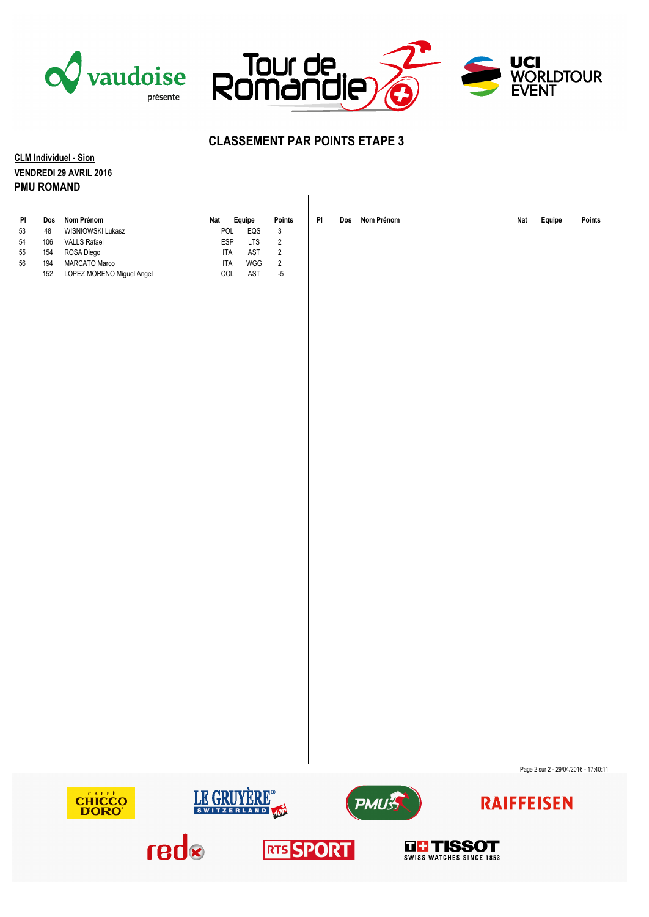## CLASSEMENT PAR POINTS ETAPE 3

**CLM Individuel - Sion**

**VENDREDI 29 AVRIL 2016**

**PMU ROMAND**

| Pl | Dos | Nom Prénom | Nat | Equipe | Points |
|---|---|---|---|---|---|
| 53 | 48 | WISNIOWSKI Lukasz | POL | EQS | 3 |
| 54 | 106 | VALLS Rafael | ESP | LTS | 2 |
| 55 | 154 | ROSA Diego | ITA | AST | 2 |
| 56 | 194 | MARCATO Marco | ITA | WGG | 2 |
| | 152 | LOPEZ MORENO Miguel Angel | COL | AST | -5 |